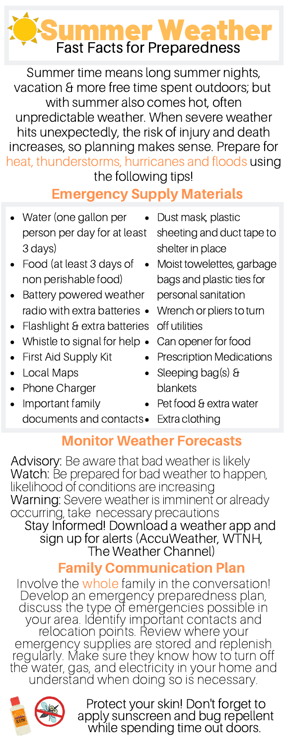# Summer Weather

## Fast Facts for Preparedness

Summer time means long summer nights, vacation & more free time spent outdoors; but with summer also comes hot, often unpredictable weather. When severe weather hits unexpectedly, the risk of injury and death increases, so planning makes sense. Prepare for heat, thunderstorms, hurricanes and floods using the following tips!

## Emergency Supply Materials

- Water (one gallon per person per day for at least 3 days)
- Food (at least 3 days of non perishable food)
- Battery powered weather radio with extra batteries
- Flashlight & extra batteries
- Whistle to signal for help
- First Aid Supply Kit
- Local Maps
- Phone Charger
- Important family documents and contacts
- Dust mask, plastic sheeting and duct tape to shelter in place
- Moist towelettes, garbage bags and plastic ties for personal sanitation
- Wrench or pliers to turn off utilities
- Can opener for food
- Prescription Medications
- Sleeping bag(s) & blankets
- Pet food & extra water
- Extra clothing

## Monitor Weather Forecasts

Advisory: Be aware that bad weather is likely
Watch: Be prepared for bad weather to happen, likelihood of conditions are increasing
Warning: Severe weather is imminent or already occurring, take necessary precautions

Stay Informed! Download a weather app and sign up for alerts (AccuWeather, WTNH, The Weather Channel)

## Family Communication Plan

Involve the whole family in the conversation! Develop an emergency preparedness plan, discuss the type of emergencies possible in your area. Identify important contacts and relocation points. Review where your emergency supplies are stored and replenish regularly. Make sure they know how to turn off the water, gas, and electricity in your home and understand when doing so is necessary.

Protect your skin! Don't forget to apply sunscreen and bug repellent while spending time out doors.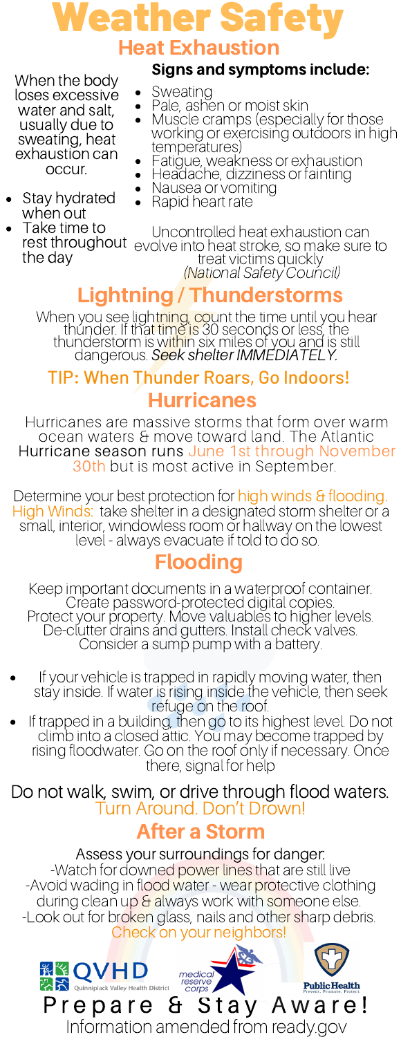# Weather Safety

## Heat Exhaustion

When the body loses excessive water and salt, usually due to sweating, heat exhaustion can occur.

- Stay hydrated when out
- Take time to rest throughout the day

**Signs and symptoms include:**

- Sweating
- Pale, ashen or moist skin
- Muscle cramps (especially for those working or exercising outdoors in high temperatures)
- Fatigue, weakness or exhaustion
- Headache, dizziness or fainting
- Nausea or vomiting
- Rapid heart rate

Uncontrolled heat exhaustion can evolve into heat stroke, so make sure to treat victims quickly
*(National Safety Council)*

## Lightning / Thunderstorms

When you see lightning, count the time until you hear thunder. If that time is 30 seconds or less, the thunderstorm is within six miles of you and is still dangerous. ***Seek shelter IMMEDIATELY.***

### TIP: When Thunder Roars, Go Indoors!

## Hurricanes

Hurricanes are massive storms that form over warm ocean waters & move toward land. The Atlantic Hurricane season runs June 1st through November 30th but is most active in September.

Determine your best protection for high winds & flooding. High Winds: take shelter in a designated storm shelter or a small, interior, windowless room or hallway on the lowest level - always evacuate if told to do so.

## Flooding

Keep important documents in a waterproof container. Create password-protected digital copies. Protect your property. Move valuables to higher levels. De-clutter drains and gutters. Install check valves. Consider a sump pump with a battery.

- If your vehicle is trapped in rapidly moving water, then stay inside. If water is rising inside the vehicle, then seek refuge on the roof.
- If trapped in a building, then go to its highest level. Do not climb into a closed attic. You may become trapped by rising floodwater. Go on the roof only if necessary. Once there, signal for help

Do not walk, swim, or drive through flood waters.
Turn Around. Don't Drown!

## After a Storm

Assess your surroundings for danger:
-Watch for downed power lines that are still live
-Avoid wading in flood water - wear protective clothing during clean up & always work with someone else.
-Look out for broken glass, nails and other sharp debris.
Check on your neighbors!

QVHD Quinnipiack Valley Health District

medical reserve corps

Public Health Prevent. Promote. Protect.

Prepare & Stay Aware!

Information amended from ready.gov